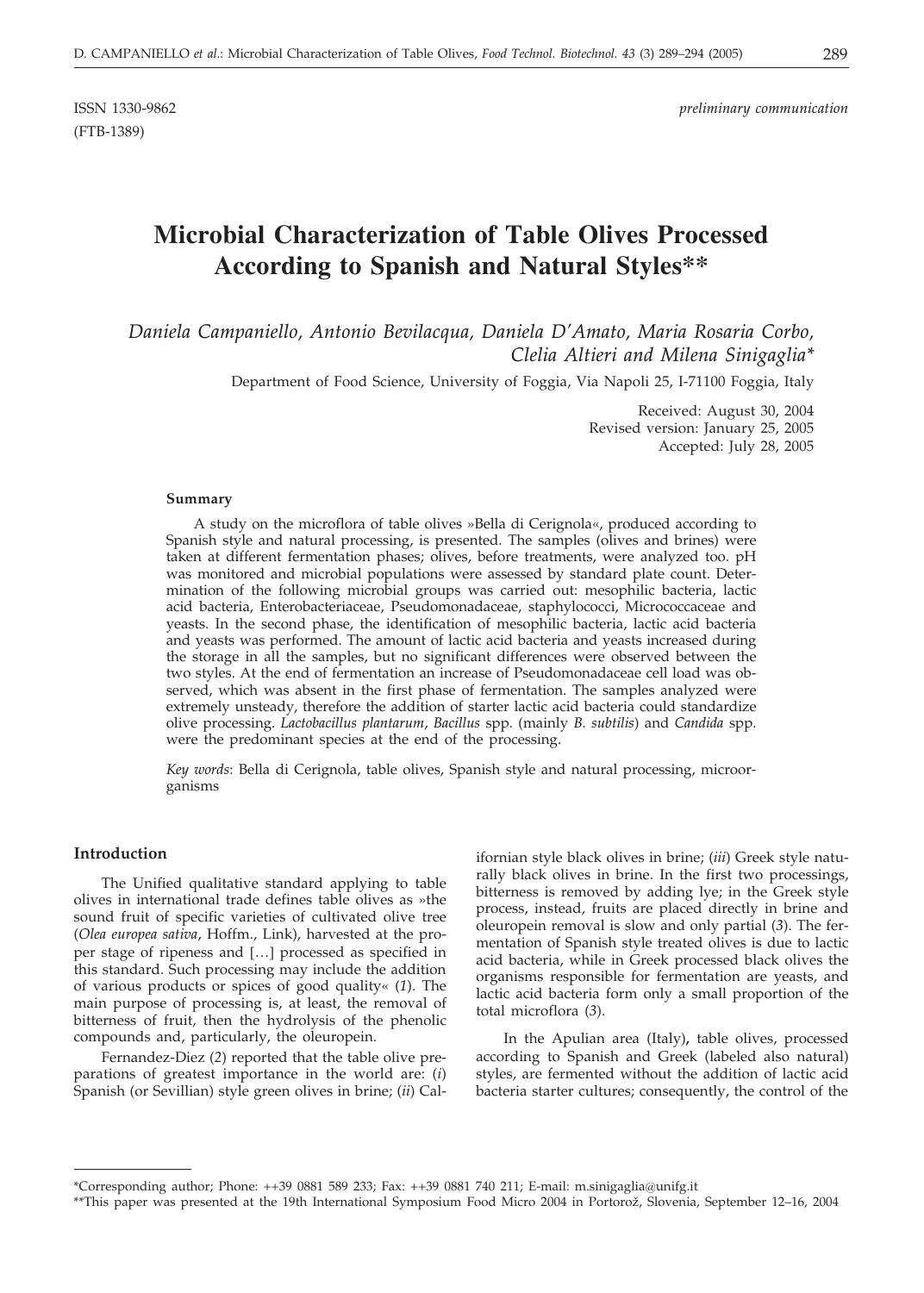ISSN 1330-9862 *preliminary communication*
(FTB-1389)

# Microbial Characterization of Table Olives Processed According to Spanish and Natural Styles**

*Daniela Campaniello, Antonio Bevilacqua, Daniela D'Amato, Maria Rosaria Corbo, Clelia Altieri and Milena Sinigaglia**

Department of Food Science, University of Foggia, Via Napoli 25, I-71100 Foggia, Italy

Received: August 30, 2004
Revised version: January 25, 2005
Accepted: July 28, 2005

#### Summary

A study on the microflora of table olives »Bella di Cerignola«, produced according to Spanish style and natural processing, is presented. The samples (olives and brines) were taken at different fermentation phases; olives, before treatments, were analyzed too. pH was monitored and microbial populations were assessed by standard plate count. Determination of the following microbial groups was carried out: mesophilic bacteria, lactic acid bacteria, Enterobacteriaceae, Pseudomonadaceae, staphylococci, Micrococcaceae and yeasts. In the second phase, the identification of mesophilic bacteria, lactic acid bacteria and yeasts was performed. The amount of lactic acid bacteria and yeasts increased during the storage in all the samples, but no significant differences were observed between the two styles. At the end of fermentation an increase of Pseudomonadaceae cell load was observed, which was absent in the first phase of fermentation. The samples analyzed were extremely unsteady, therefore the addition of starter lactic acid bacteria could standardize olive processing. *Lactobacillus plantarum*, *Bacillus* spp. (mainly *B. subtilis*) and *Candida* spp. were the predominant species at the end of the processing.

*Key words*: Bella di Cerignola, table olives, Spanish style and natural processing, microorganisms

## Introduction

The Unified qualitative standard applying to table olives in international trade defines table olives as »the sound fruit of specific varieties of cultivated olive tree (*Olea europea sativa*, Hoffm., Link), harvested at the proper stage of ripeness and […] processed as specified in this standard. Such processing may include the addition of various products or spices of good quality« (*1*). The main purpose of processing is, at least, the removal of bitterness of fruit, then the hydrolysis of the phenolic compounds and, particularly, the oleuropein.

Fernandez-Diez (*2*) reported that the table olive preparations of greatest importance in the world are: (*i*) Spanish (or Sevillian) style green olives in brine; (*ii*) Californian style black olives in brine; (*iii*) Greek style naturally black olives in brine. In the first two processings, bitterness is removed by adding lye; in the Greek style process, instead, fruits are placed directly in brine and oleuropein removal is slow and only partial (*3*). The fermentation of Spanish style treated olives is due to lactic acid bacteria, while in Greek processed black olives the organisms responsible for fermentation are yeasts, and lactic acid bacteria form only a small proportion of the total microflora (*3*).

In the Apulian area (Italy), table olives, processed according to Spanish and Greek (labeled also natural) styles, are fermented without the addition of lactic acid bacteria starter cultures; consequently, the control of the

---

*Corresponding author; Phone: ++39 0881 589 233; Fax: ++39 0881 740 211; E-mail: m.sinigaglia@unifg.it

**This paper was presented at the 19th International Symposium Food Micro 2004 in Portorož, Slovenia, September 12–16, 2004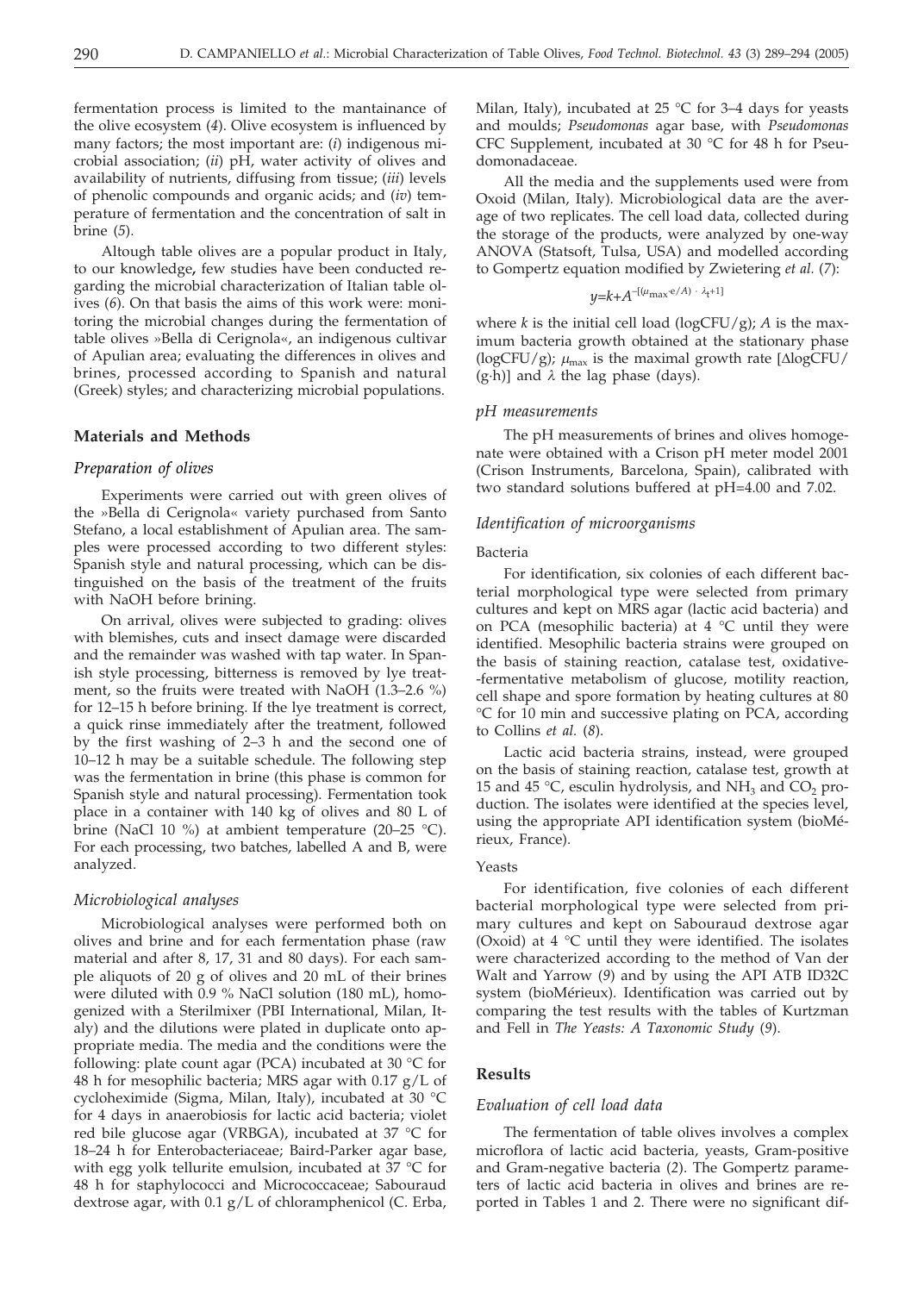fermentation process is limited to the mantainance of the olive ecosystem (*4*). Olive ecosystem is influenced by many factors; the most important are: (*i*) indigenous microbial association; (*ii*) pH, water activity of olives and availability of nutrients, diffusing from tissue; (*iii*) levels of phenolic compounds and organic acids; and (*iv*) temperature of fermentation and the concentration of salt in brine (*5*).

Altough table olives are a popular product in Italy, to our knowledge**,** few studies have been conducted regarding the microbial characterization of Italian table olives (*6*). On that basis the aims of this work were: monitoring the microbial changes during the fermentation of table olives »Bella di Cerignola«, an indigenous cultivar of Apulian area; evaluating the differences in olives and brines, processed according to Spanish and natural (Greek) styles; and characterizing microbial populations.

## Materials and Methods

### Preparation of olives

Experiments were carried out with green olives of the »Bella di Cerignola« variety purchased from Santo Stefano, a local establishment of Apulian area. The samples were processed according to two different styles: Spanish style and natural processing, which can be distinguished on the basis of the treatment of the fruits with NaOH before brining.

On arrival, olives were subjected to grading: olives with blemishes, cuts and insect damage were discarded and the remainder was washed with tap water. In Spanish style processing, bitterness is removed by lye treatment, so the fruits were treated with NaOH (1.3–2.6 %) for 12–15 h before brining. If the lye treatment is correct, a quick rinse immediately after the treatment, followed by the first washing of 2–3 h and the second one of 10–12 h may be a suitable schedule. The following step was the fermentation in brine (this phase is common for Spanish style and natural processing). Fermentation took place in a container with 140 kg of olives and 80 L of brine (NaCl 10 %) at ambient temperature (20–25 °C). For each processing, two batches, labelled A and B, were analyzed.

### Microbiological analyses

Microbiological analyses were performed both on olives and brine and for each fermentation phase (raw material and after 8, 17, 31 and 80 days). For each sample aliquots of 20 g of olives and 20 mL of their brines were diluted with 0.9 % NaCl solution (180 mL), homogenized with a Sterilmixer (PBI International, Milan, Italy) and the dilutions were plated in duplicate onto appropriate media. The media and the conditions were the following: plate count agar (PCA) incubated at 30 °C for 48 h for mesophilic bacteria; MRS agar with 0.17 g/L of cycloheximide (Sigma, Milan, Italy), incubated at 30 °C for 4 days in anaerobiosis for lactic acid bacteria; violet red bile glucose agar (VRBGA), incubated at 37 °C for 18–24 h for Enterobacteriaceae; Baird-Parker agar base, with egg yolk tellurite emulsion, incubated at 37 °C for 48 h for staphylococci and Micrococcaceae; Sabouraud dextrose agar, with 0.1 g/L of chloramphenicol (C. Erba, Milan, Italy), incubated at 25 °C for 3–4 days for yeasts and moulds; *Pseudomonas* agar base, with *Pseudomonas* CFC Supplement, incubated at 30 °C for 48 h for Pseudomonadaceae.

All the media and the supplements used were from Oxoid (Milan, Italy). Microbiological data are the average of two replicates. The cell load data, collected during the storage of the products, were analyzed by one-way ANOVA (Statsoft, Tulsa, USA) and modelled according to Gompertz equation modified by Zwietering *et al.* (*7*):

$$y=k+A^{-[(\mu_{\max}\cdot e/A)\cdot\lambda_t+1]}$$

where $k$ is the initial cell load (logCFU/g); $A$ is the maximum bacteria growth obtained at the stationary phase (logCFU/g); $\mu_{\max}$ is the maximal growth rate [ΔlogCFU/(g·h)] and $\lambda$ the lag phase (days).

### pH measurements

The pH measurements of brines and olives homogenate were obtained with a Crison pH meter model 2001 (Crison Instruments, Barcelona, Spain), calibrated with two standard solutions buffered at pH=4.00 and 7.02.

### Identification of microorganisms

#### Bacteria

For identification, six colonies of each different bacterial morphological type were selected from primary cultures and kept on MRS agar (lactic acid bacteria) and on PCA (mesophilic bacteria) at 4 °C until they were identified. Mesophilic bacteria strains were grouped on the basis of staining reaction, catalase test, oxidative-fermentative metabolism of glucose, motility reaction, cell shape and spore formation by heating cultures at 80 °C for 10 min and successive plating on PCA, according to Collins *et al.* (*8*).

Lactic acid bacteria strains, instead, were grouped on the basis of staining reaction, catalase test, growth at 15 and 45 °C, esculin hydrolysis, and $NH_3$ and $CO_2$ production. The isolates were identified at the species level, using the appropriate API identification system (bioMérieux, France).

#### Yeasts

For identification, five colonies of each different bacterial morphological type were selected from primary cultures and kept on Sabouraud dextrose agar (Oxoid) at 4 °C until they were identified. The isolates were characterized according to the method of Van der Walt and Yarrow (*9*) and by using the API ATB ID32C system (bioMérieux). Identification was carried out by comparing the test results with the tables of Kurtzman and Fell in *The Yeasts: A Taxonomic Study* (*9*).

## Results

### Evaluation of cell load data

The fermentation of table olives involves a complex microflora of lactic acid bacteria, yeasts, Gram-positive and Gram-negative bacteria (*2*). The Gompertz parameters of lactic acid bacteria in olives and brines are reported in Tables 1 and 2. There were no significant dif-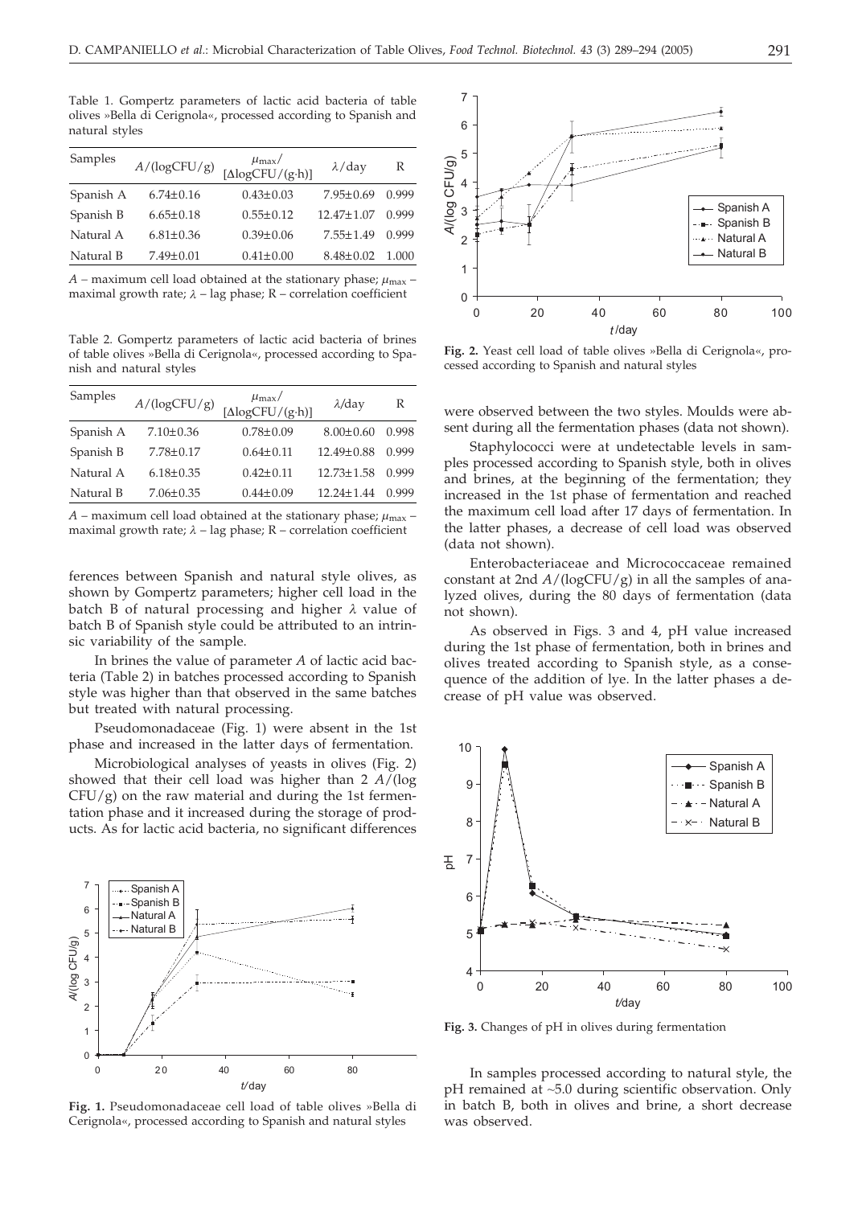Table 1. Gompertz parameters of lactic acid bacteria of table olives »Bella di Cerignola«, processed according to Spanish and natural styles

| Samples | $A$/(logCFU/g) | $\mu_{max}$/ [ΔlogCFU/(g·h)] | $\lambda$/day | R |
|---|---|---|---|---|
| Spanish A | 6.74±0.16 | 0.43±0.03 | 7.95±0.69 | 0.999 |
| Spanish B | 6.65±0.18 | 0.55±0.12 | 12.47±1.07 | 0.999 |
| Natural A | 6.81±0.36 | 0.39±0.06 | 7.55±1.49 | 0.999 |
| Natural B | 7.49±0.01 | 0.41±0.00 | 8.48±0.02 | 1.000 |

$A$ – maximum cell load obtained at the stationary phase; $\mu_{max}$ – maximal growth rate; $\lambda$ – lag phase; R – correlation coefficient

Table 2. Gompertz parameters of lactic acid bacteria of brines of table olives »Bella di Cerignola«, processed according to Spanish and natural styles

| Samples | $A$/(logCFU/g) | $\mu_{max}$/ [ΔlogCFU/(g·h)] | $\lambda$/day | R |
|---|---|---|---|---|
| Spanish A | 7.10±0.36 | 0.78±0.09 | 8.00±0.60 | 0.998 |
| Spanish B | 7.78±0.17 | 0.64±0.11 | 12.49±0.88 | 0.999 |
| Natural A | 6.18±0.35 | 0.42±0.11 | 12.73±1.58 | 0.999 |
| Natural B | 7.06±0.35 | 0.44±0.09 | 12.24±1.44 | 0.999 |

$A$ – maximum cell load obtained at the stationary phase; $\mu_{max}$ – maximal growth rate; $\lambda$ – lag phase; R – correlation coefficient

ferences between Spanish and natural style olives, as shown by Gompertz parameters; higher cell load in the batch B of natural processing and higher $\lambda$ value of batch B of Spanish style could be attributed to an intrinsic variability of the sample.

In brines the value of parameter $A$ of lactic acid bacteria (Table 2) in batches processed according to Spanish style was higher than that observed in the same batches but treated with natural processing.

Pseudomonadaceae (Fig. 1) were absent in the 1st phase and increased in the latter days of fermentation.

Microbiological analyses of yeasts in olives (Fig. 2) showed that their cell load was higher than 2 $A$/(log CFU/g) on the raw material and during the 1st fermentation phase and it increased during the storage of products. As for lactic acid bacteria, no significant differences were observed between the two styles. Moulds were absent during all the fermentation phases (data not shown).

**Fig. 1.** Pseudomonadaceae cell load of table olives »Bella di Cerignola«, processed according to Spanish and natural styles

**Fig. 2.** Yeast cell load of table olives »Bella di Cerignola«, processed according to Spanish and natural styles

Staphylococci were at undetectable levels in samples processed according to Spanish style, both in olives and brines, at the beginning of the fermentation; they increased in the 1st phase of fermentation and reached the maximum cell load after 17 days of fermentation. In the latter phases, a decrease of cell load was observed (data not shown).

Enterobacteriaceae and Micrococcaceae remained constant at 2nd $A$/(logCFU/g) in all the samples of analyzed olives, during the 80 days of fermentation (data not shown).

As observed in Figs. 3 and 4, pH value increased during the 1st phase of fermentation, both in brines and olives treated according to Spanish style, as a consequence of the addition of lye. In the latter phases a decrease of pH value was observed.

**Fig. 3.** Changes of pH in olives during fermentation

In samples processed according to natural style, the pH remained at ~5.0 during scientific observation. Only in batch B, both in olives and brine, a short decrease was observed.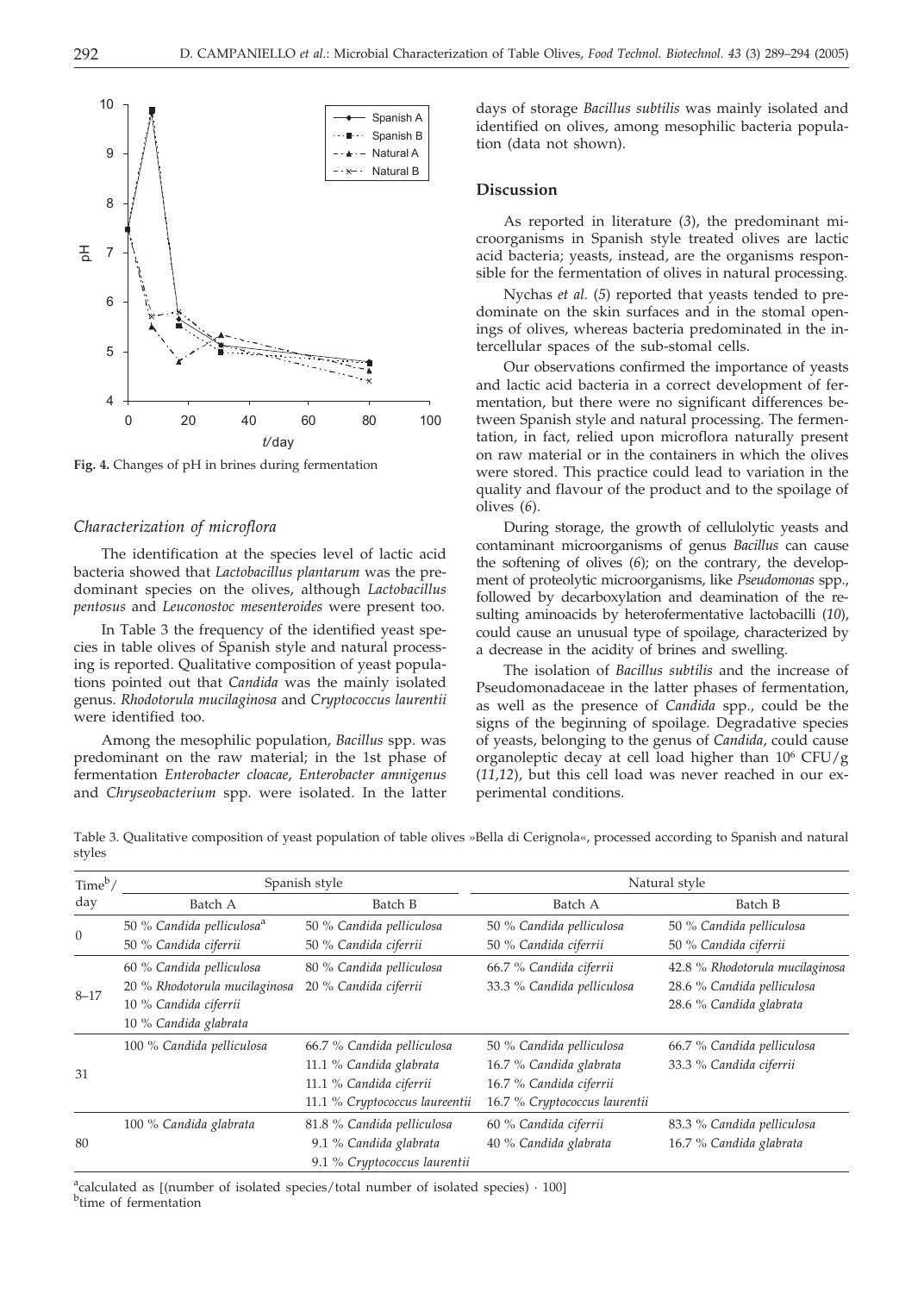**Fig. 4.** Changes of pH in brines during fermentation

### *Characterization of microflora*

The identification at the species level of lactic acid bacteria showed that *Lactobacillus plantarum* was the predominant species on the olives, although *Lactobacillus pentosus* and *Leuconostoc mesenteroides* were present too.

In Table 3 the frequency of the identified yeast species in table olives of Spanish style and natural processing is reported. Qualitative composition of yeast populations pointed out that *Candida* was the mainly isolated genus. *Rhodotorula mucilaginosa* and *Cryptococcus laurentii* were identified too.

Among the mesophilic population, *Bacillus* spp. was predominant on the raw material; in the 1st phase of fermentation *Enterobacter cloacae*, *Enterobacter amnigenus* and *Chryseobacterium* spp. were isolated. In the latter days of storage *Bacillus subtilis* was mainly isolated and identified on olives, among mesophilic bacteria population (data not shown).

## Discussion

As reported in literature (*3*), the predominant microorganisms in Spanish style treated olives are lactic acid bacteria; yeasts, instead, are the organisms responsible for the fermentation of olives in natural processing.

Nychas *et al.* (*5*) reported that yeasts tended to predominate on the skin surfaces and in the stomal openings of olives, whereas bacteria predominated in the intercellular spaces of the sub-stomal cells.

Our observations confirmed the importance of yeasts and lactic acid bacteria in a correct development of fermentation, but there were no significant differences between Spanish style and natural processing. The fermentation, in fact, relied upon microflora naturally present on raw material or in the containers in which the olives were stored. This practice could lead to variation in the quality and flavour of the product and to the spoilage of olives (*6*).

During storage, the growth of cellulolytic yeasts and contaminant microorganisms of genus *Bacillus* can cause the softening of olives (*6*); on the contrary, the development of proteolytic microorganisms, like *Pseudomonas* spp., followed by decarboxylation and deamination of the resulting aminoacids by heterofermentative lactobacilli (*10*), could cause an unusual type of spoilage, characterized by a decrease in the acidity of brines and swelling.

The isolation of *Bacillus subtilis* and the increase of Pseudomonadaceae in the latter phases of fermentation, as well as the presence of *Candida* spp., could be the signs of the beginning of spoilage. Degradative species of yeasts, belonging to the genus of *Candida*, could cause organoleptic decay at cell load higher than $10^6$ CFU/g (*11,12*), but this cell load was never reached in our experimental conditions.

Table 3. Qualitative composition of yeast population of table olives »Bella di Cerignola«, processed according to Spanish and natural styles

| Time[b]/day | Spanish style | | Natural style | |
|---|---|---|---|---|
| | Batch A | Batch B | Batch A | Batch B |
| 0 | 50 % *Candida pelliculosa*[a]<br>50 % *Candida ciferrii* | 50 % *Candida pelliculosa*<br>50 % *Candida ciferrii* | 50 % *Candida pelliculosa*<br>50 % *Candida ciferrii* | 50 % *Candida pelliculosa*<br>50 % *Candida ciferrii* |
| 8–17 | 60 % *Candida pelliculosa*<br>20 % *Rhodotorula mucilaginosa*<br>10 % *Candida ciferrii*<br>10 % *Candida glabrata* | 80 % *Candida pelliculosa*<br>20 % *Candida ciferrii* | 66.7 % *Candida ciferrii*<br>33.3 % *Candida pelliculosa* | 42.8 % *Rhodotorula mucilaginosa*<br>28.6 % *Candida pelliculosa*<br>28.6 % *Candida glabrata* |
| 31 | 100 % *Candida pelliculosa* | 66.7 % *Candida pelliculosa*<br>11.1 % *Candida glabrata*<br>11.1 % *Candida ciferrii*<br>11.1 % *Cryptococcus laureentii* | 50 % *Candida pelliculosa*<br>16.7 % *Candida glabrata*<br>16.7 % *Candida ciferrii*<br>16.7 % *Cryptococcus laurentii* | 66.7 % *Candida pelliculosa*<br>33.3 % *Candida ciferrii* |
| 80 | 100 % *Candida glabrata* | 81.8 % *Candida pelliculosa*<br>9.1 % *Candida glabrata*<br>9.1 % *Cryptococcus laurentii* | 60 % *Candida ciferrii*<br>40 % *Candida glabrata* | 83.3 % *Candida pelliculosa*<br>16.7 % *Candida glabrata* |

[a]calculated as [(number of isolated species/total number of isolated species) · 100]
[b]time of fermentation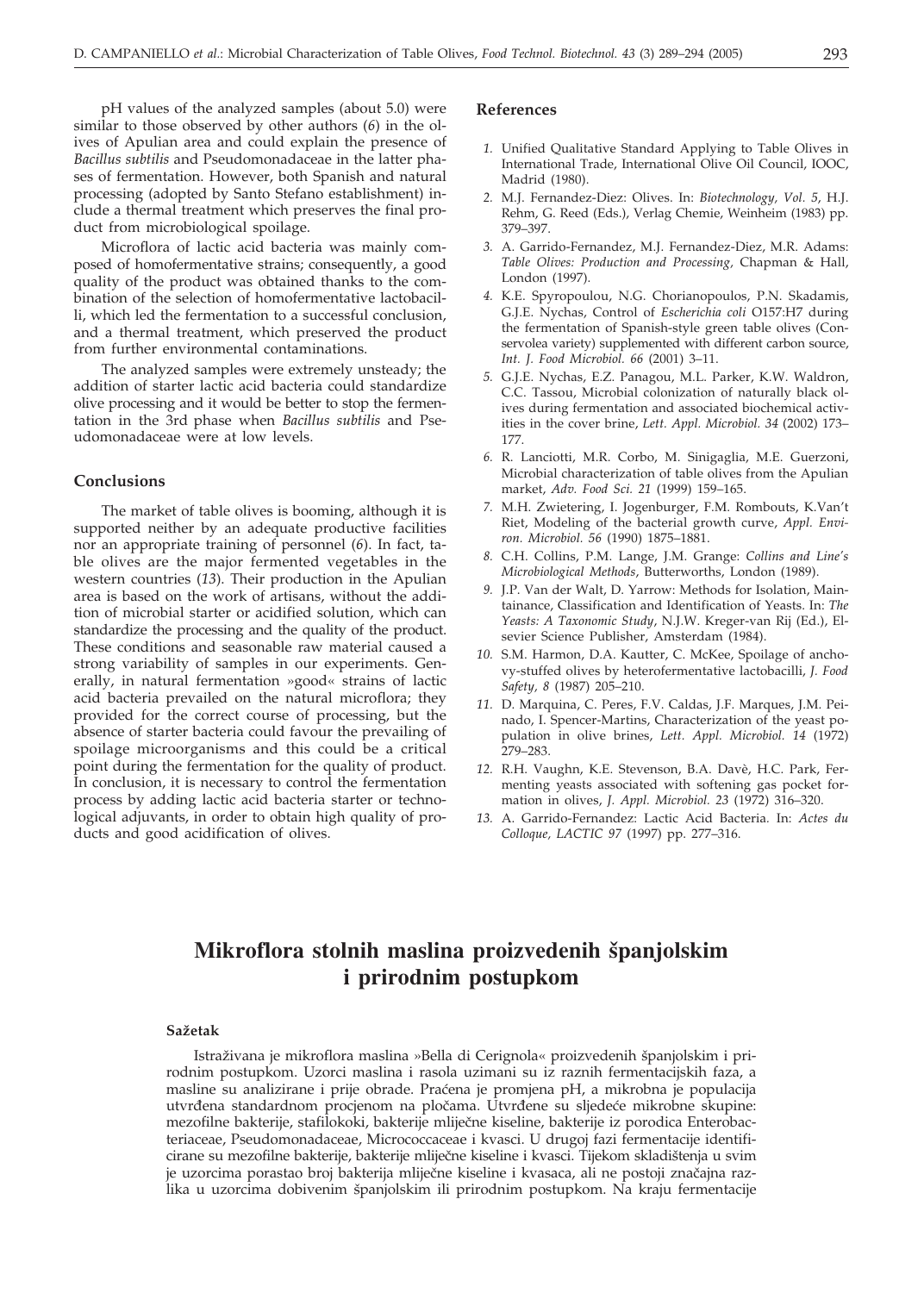pH values of the analyzed samples (about 5.0) were similar to those observed by other authors (*6*) in the olives of Apulian area and could explain the presence of *Bacillus subtilis* and Pseudomonadaceae in the latter phases of fermentation. However, both Spanish and natural processing (adopted by Santo Stefano establishment) include a thermal treatment which preserves the final product from microbiological spoilage.

Microflora of lactic acid bacteria was mainly composed of homofermentative strains; consequently, a good quality of the product was obtained thanks to the combination of the selection of homofermentative lactobacilli, which led the fermentation to a successful conclusion, and a thermal treatment, which preserved the product from further environmental contaminations.

The analyzed samples were extremely unsteady; the addition of starter lactic acid bacteria could standardize olive processing and it would be better to stop the fermentation in the 3rd phase when *Bacillus subtilis* and Pseudomonadaceae were at low levels.

## Conclusions

The market of table olives is booming, although it is supported neither by an adequate productive facilities nor an appropriate training of personnel (*6*). In fact, table olives are the major fermented vegetables in the western countries (*13*). Their production in the Apulian area is based on the work of artisans, without the addition of microbial starter or acidified solution, which can standardize the processing and the quality of the product. These conditions and seasonable raw material caused a strong variability of samples in our experiments. Generally, in natural fermentation »good« strains of lactic acid bacteria prevailed on the natural microflora; they provided for the correct course of processing, but the absence of starter bacteria could favour the prevailing of spoilage microorganisms and this could be a critical point during the fermentation for the quality of product. In conclusion, it is necessary to control the fermentation process by adding lactic acid bacteria starter or technological adjuvants, in order to obtain high quality of products and good acidification of olives.

## References

1. Unified Qualitative Standard Applying to Table Olives in International Trade, International Olive Oil Council, IOOC, Madrid (1980).
2. M.J. Fernandez-Diez: Olives. In: *Biotechnology, Vol. 5*, H.J. Rehm, G. Reed (Eds.), Verlag Chemie, Weinheim (1983) pp. 379–397.
3. A. Garrido-Fernandez, M.J. Fernandez-Diez, M.R. Adams: *Table Olives: Production and Processing,* Chapman & Hall, London (1997).
4. K.E. Spyropoulou, N.G. Chorianopoulos, P.N. Skadamis, G.J.E. Nychas, Control of *Escherichia coli* O157:H7 during the fermentation of Spanish-style green table olives (Conservolea variety) supplemented with different carbon source, *Int. J. Food Microbiol. 66* (2001) 3–11.
5. G.J.E. Nychas, E.Z. Panagou, M.L. Parker, K.W. Waldron, C.C. Tassou, Microbial colonization of naturally black olives during fermentation and associated biochemical activities in the cover brine, *Lett. Appl. Microbiol. 34* (2002) 173–177.
6. R. Lanciotti, M.R. Corbo, M. Sinigaglia, M.E. Guerzoni, Microbial characterization of table olives from the Apulian market, *Adv. Food Sci. 21* (1999) 159–165.
7. M.H. Zwietering, I. Jogenburger, F.M. Rombouts, K.Van't Riet, Modeling of the bacterial growth curve, *Appl. Environ. Microbiol. 56* (1990) 1875–1881.
8. C.H. Collins, P.M. Lange, J.M. Grange: *Collins and Line's Microbiological Methods*, Butterworths, London (1989).
9. J.P. Van der Walt, D. Yarrow: Methods for Isolation, Maintainance, Classification and Identification of Yeasts. In: *The Yeasts: A Taxonomic Study*, N.J.W. Kreger-van Rij (Ed.), Elsevier Science Publisher, Amsterdam (1984).
10. S.M. Harmon, D.A. Kautter, C. McKee, Spoilage of anchovy-stuffed olives by heterofermentative lactobacilli, *J. Food Safety, 8* (1987) 205–210.
11. D. Marquina, C. Peres, F.V. Caldas, J.F. Marques, J.M. Peinado, I. Spencer-Martins, Characterization of the yeast population in olive brines, *Lett. Appl. Microbiol. 14* (1972) 279–283.
12. R.H. Vaughn, K.E. Stevenson, B.A. Davè, H.C. Park, Fermenting yeasts associated with softening gas pocket formation in olives, *J. Appl. Microbiol. 23* (1972) 316–320.
13. A. Garrido-Fernandez: Lactic Acid Bacteria. In: *Actes du Colloque, LACTIC 97* (1997) pp. 277–316.

# Mikroflora stolnih maslina proizvedenih španjolskim i prirodnim postupkom

### Sažetak

Istraživana je mikroflora maslina »Bella di Cerignola« proizvedenih španjolskim i prirodnim postupkom. Uzorci maslina i rasola uzimani su iz raznih fermentacijskih faza, a masline su analizirane i prije obrade. Praćena je promjena pH, a mikrobna je populacija utvrđena standardnom procjenom na pločama. Utvrđene su sljedeće mikrobne skupine: mezofilne bakterije, stafilokoki, bakterije mliječne kiseline, bakterije iz porodica Enterobacteriaceae, Pseudomonadaceae, Micrococcaceae i kvasci. U drugoj fazi fermentacije identificirane su mezofilne bakterije, bakterije mliječne kiseline i kvasci. Tijekom skladištenja u svim je uzorcima porastao broj bakterija mliječne kiseline i kvasaca, ali ne postoji značajna razlika u uzorcima dobivenim španjolskim ili prirodnim postupkom. Na kraju fermentacije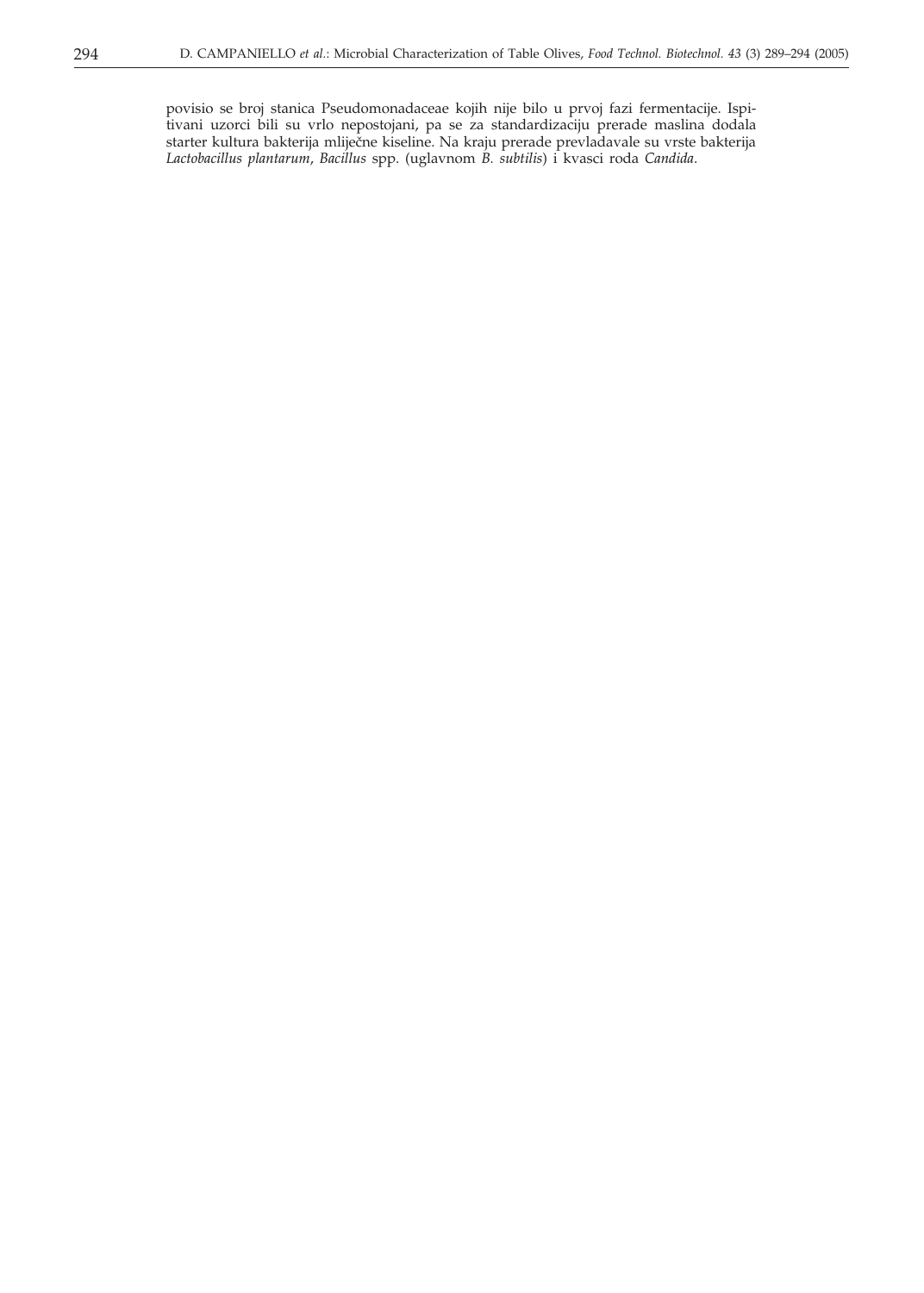povisio se broj stanica Pseudomonadaceae kojih nije bilo u prvoj fazi fermentacije. Ispitivani uzorci bili su vrlo nepostojani, pa se za standardizaciju prerade maslina dodala starter kultura bakterija mliječne kiseline. Na kraju prerade prevladavale su vrste bakterija *Lactobacillus plantarum*, *Bacillus* spp. (uglavnom *B. subtilis*) i kvasci roda *Candida*.